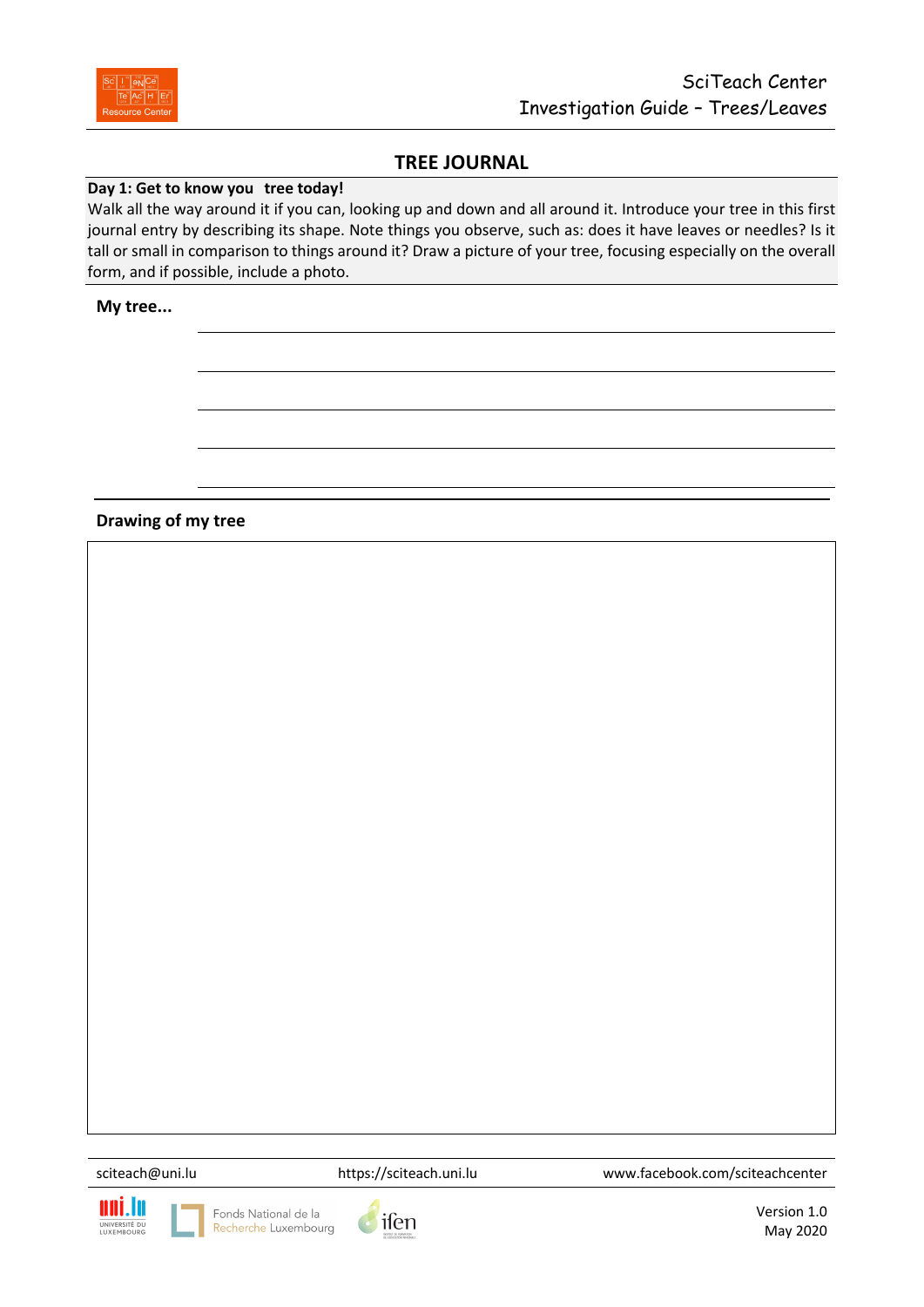# TREE JOURNAL

**Day 1: Get to know you tree today!**

Walk all the way around it if you can, looking up and down and all around it. Introduce your tree in this first journal entry by describing its shape. Note things you observe, such as: does it have leaves or needles? Is it tall or small in comparison to things around it? Draw a picture of your tree, focusing especially on the overall form, and if possible, include a photo.

**My tree...**

______________________________________________

______________________________________________

______________________________________________

______________________________________________

______________________________________________

**Drawing of my tree**

sciteach@uni.lu https://sciteach.uni.lu www.facebook.com/sciteachcenter

Version 1.0
May 2020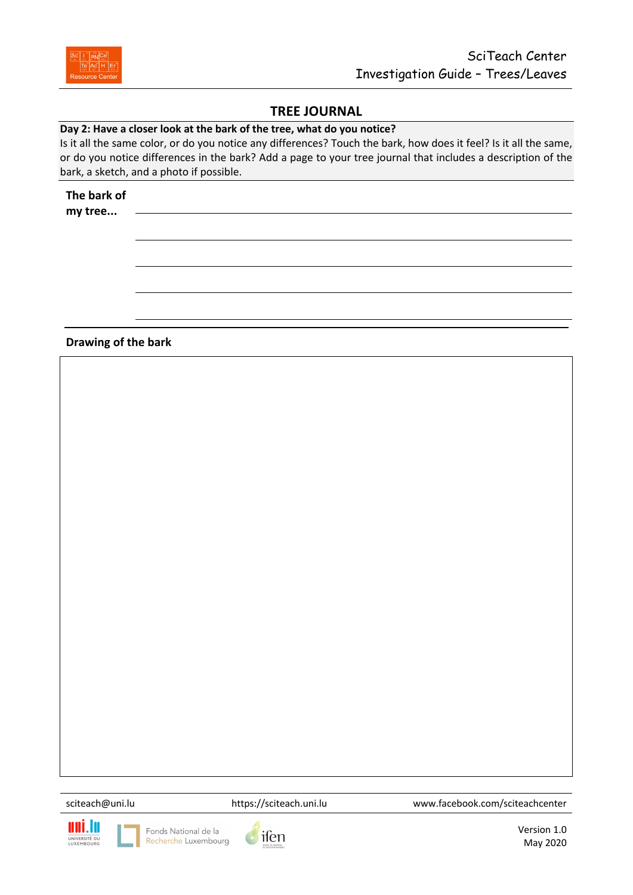## TREE JOURNAL

**Day 2: Have a closer look at the bark of the tree, what do you notice?**

Is it all the same color, or do you notice any differences? Touch the bark, how does it feel? Is it all the same, or do you notice differences in the bark? Add a page to your tree journal that includes a description of the bark, a sketch, and a photo if possible.

**The bark of my tree...** ____________________________________________

____________________________________________

____________________________________________

____________________________________________

____________________________________________

**Drawing of the bark**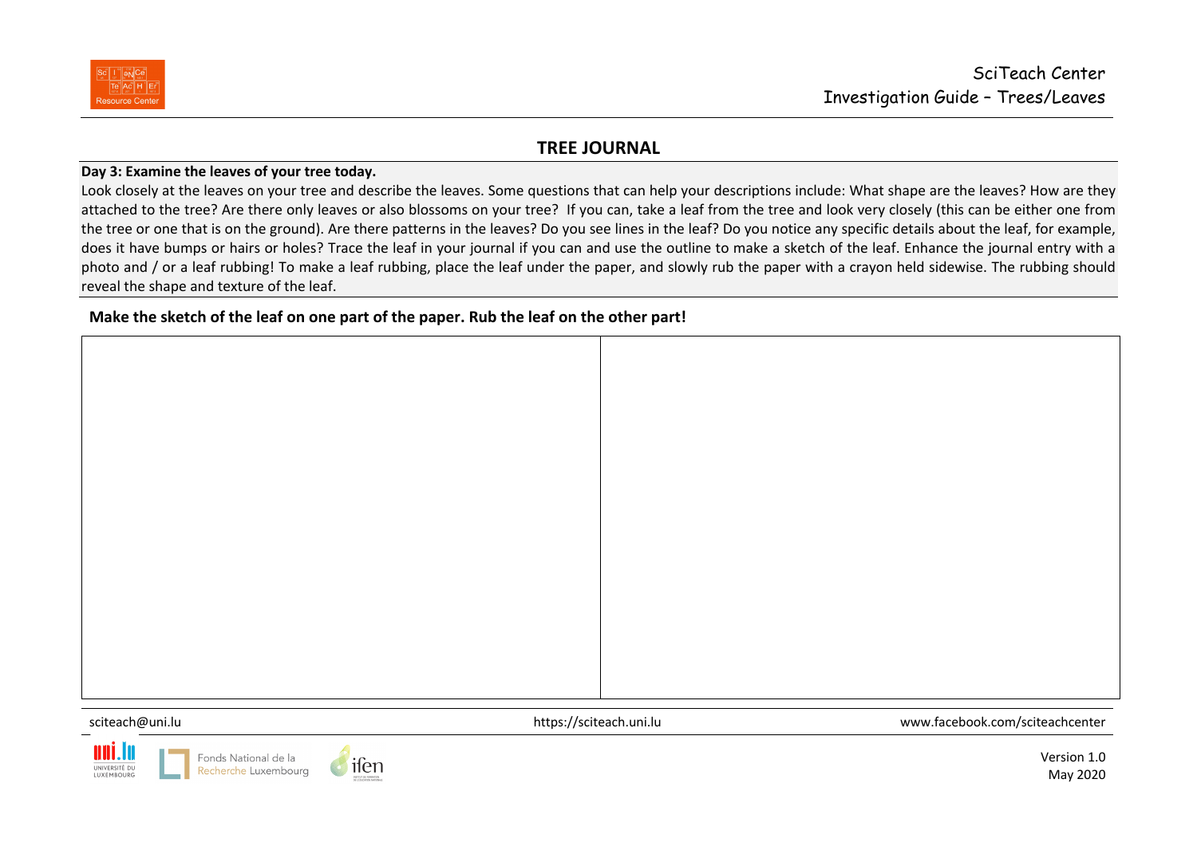## TREE JOURNAL

**Day 3: Examine the leaves of your tree today.**

Look closely at the leaves on your tree and describe the leaves. Some questions that can help your descriptions include: What shape are the leaves? How are they attached to the tree? Are there only leaves or also blossoms on your tree? If you can, take a leaf from the tree and look very closely (this can be either one from the tree or one that is on the ground). Are there patterns in the leaves? Do you see lines in the leaf? Do you notice any specific details about the leaf, for example, does it have bumps or hairs or holes? Trace the leaf in your journal if you can and use the outline to make a sketch of the leaf. Enhance the journal entry with a photo and / or a leaf rubbing! To make a leaf rubbing, place the leaf under the paper, and slowly rub the paper with a crayon held sidewise. The rubbing should reveal the shape and texture of the leaf.

**Make the sketch of the leaf on one part of the paper. Rub the leaf on the other part!**

| | |
|---|---|
| | |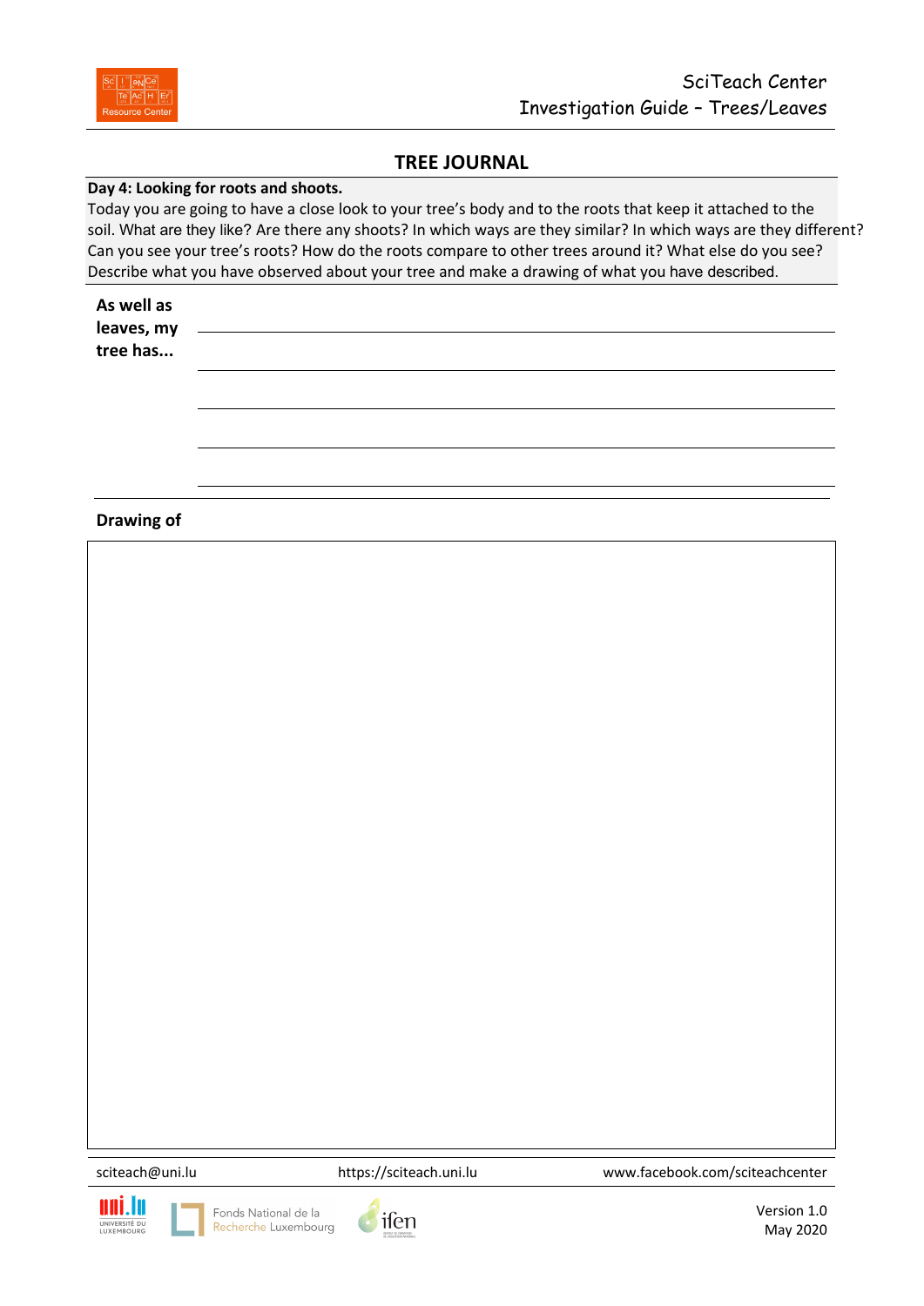## TREE JOURNAL

**Day 4: Looking for roots and shoots.**

Today you are going to have a close look to your tree's body and to the roots that keep it attached to the soil. What are they like? Are there any shoots? In which ways are they similar? In which ways are they different? Can you see your tree's roots? How do the roots compare to other trees around it? What else do you see? Describe what you have observed about your tree and make a drawing of what you have described.

**As well as leaves, my tree has...**

______________________________

______________________________

______________________________

______________________________

______________________________

**Drawing of**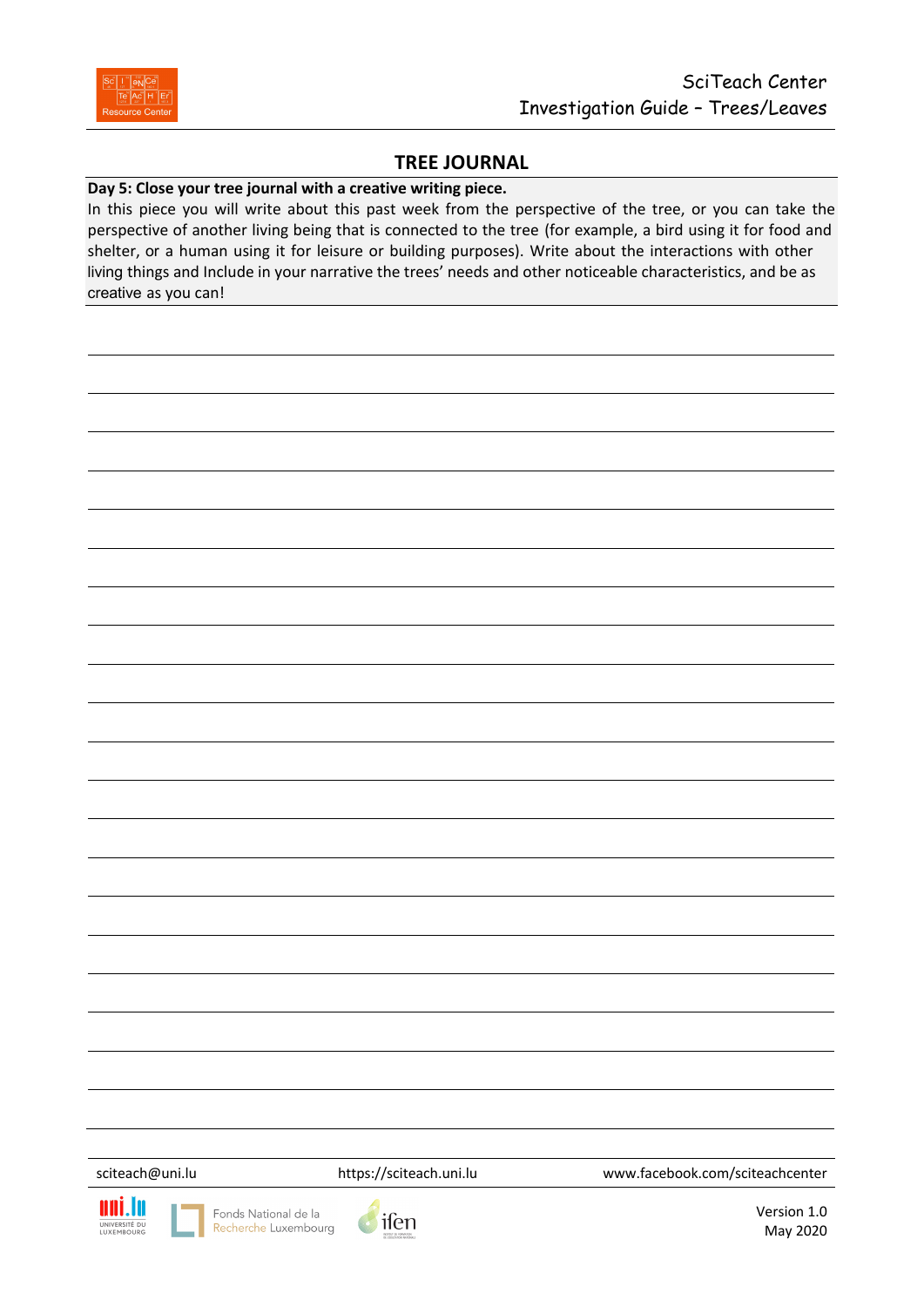## TREE JOURNAL

**Day 5: Close your tree journal with a creative writing piece.**

In this piece you will write about this past week from the perspective of the tree, or you can take the perspective of another living being that is connected to the tree (for example, a bird using it for food and shelter, or a human using it for leisure or building purposes). Write about the interactions with other living things and Include in your narrative the trees' needs and other noticeable characteristics, and be as creative as you can!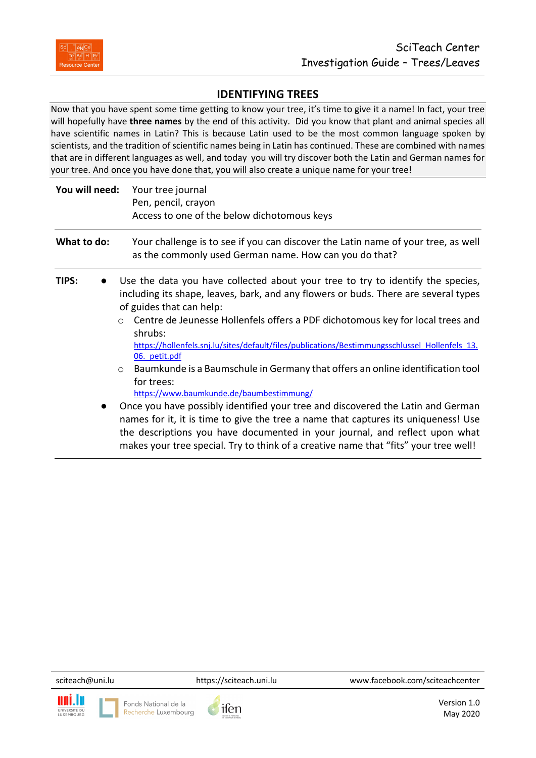# IDENTIFYING TREES

Now that you have spent some time getting to know your tree, it's time to give it a name! In fact, your tree will hopefully have **three names** by the end of this activity. Did you know that plant and animal species all have scientific names in Latin? This is because Latin used to be the most common language spoken by scientists, and the tradition of scientific names being in Latin has continued. These are combined with names that are in different languages as well, and today you will try discover both the Latin and German names for your tree. And once you have done that, you will also create a unique name for your tree!

**You will need:**

Your tree journal
Pen, pencil, crayon
Access to one of the below dichotomous keys

**What to do:**

Your challenge is to see if you can discover the Latin name of your tree, as well as the commonly used German name. How can you do that?

**TIPS:**

- Use the data you have collected about your tree to try to identify the species, including its shape, leaves, bark, and any flowers or buds. There are several types of guides that can help:
  - Centre de Jeunesse Hollenfels offers a PDF dichotomous key for local trees and shrubs: https://hollenfels.snj.lu/sites/default/files/publications/Bestimmungsschlussel_Hollenfels_13.06._petit.pdf
  - Baumkunde is a Baumschule in Germany that offers an online identification tool for trees: https://www.baumkunde.de/baumbestimmung/
- Once you have possibly identified your tree and discovered the Latin and German names for it, it is time to give the tree a name that captures its uniqueness! Use the descriptions you have documented in your journal, and reflect upon what makes your tree special. Try to think of a creative name that "fits" your tree well!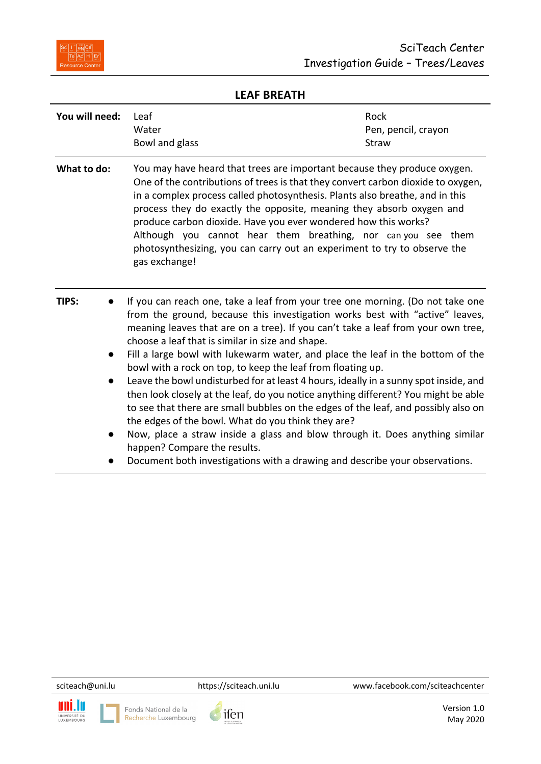## LEAF BREATH

| | | |
|---|---|---|
| **You will need:** | Leaf<br>Water<br>Bowl and glass | Rock<br>Pen, pencil, crayon<br>Straw |

**What to do:** You may have heard that trees are important because they produce oxygen. One of the contributions of trees is that they convert carbon dioxide to oxygen, in a complex process called photosynthesis. Plants also breathe, and in this process they do exactly the opposite, meaning they absorb oxygen and produce carbon dioxide. Have you ever wondered how this works? Although you cannot hear them breathing, nor can you see them photosynthesizing, you can carry out an experiment to try to observe the gas exchange!

**TIPS:**

- If you can reach one, take a leaf from your tree one morning. (Do not take one from the ground, because this investigation works best with "active" leaves, meaning leaves that are on a tree). If you can't take a leaf from your own tree, choose a leaf that is similar in size and shape.
- Fill a large bowl with lukewarm water, and place the leaf in the bottom of the bowl with a rock on top, to keep the leaf from floating up.
- Leave the bowl undisturbed for at least 4 hours, ideally in a sunny spot inside, and then look closely at the leaf, do you notice anything different? You might be able to see that there are small bubbles on the edges of the leaf, and possibly also on the edges of the bowl. What do you think they are?
- Now, place a straw inside a glass and blow through it. Does anything similar happen? Compare the results.
- Document both investigations with a drawing and describe your observations.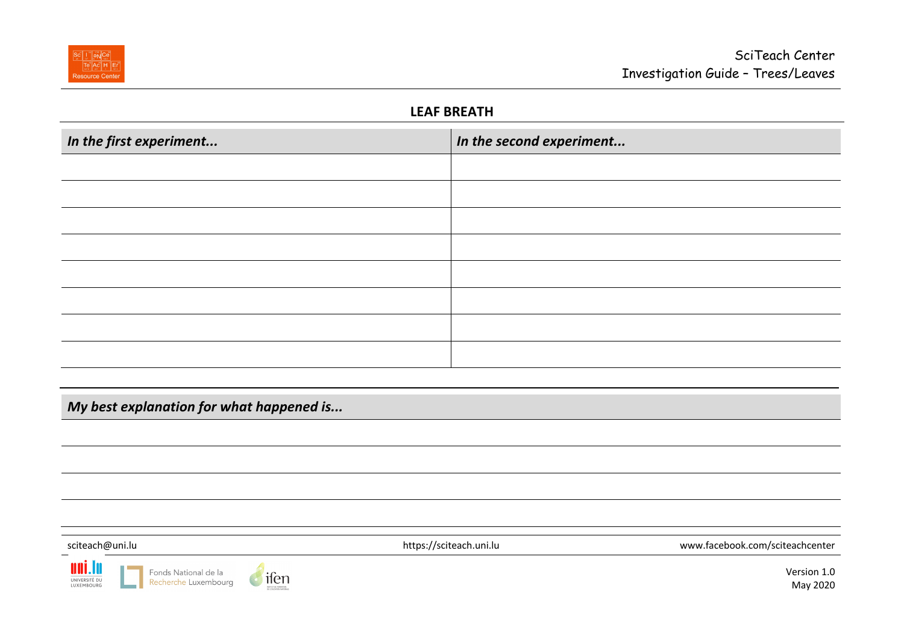## LEAF BREATH

| *In the first experiment...* | *In the second experiment...* |
|---|---|
| | |
| | |
| | |
| | |
| | |
| | |
| | |
| | |

| *My best explanation for what happened is...* |
|---|
| |
| |
| |
| |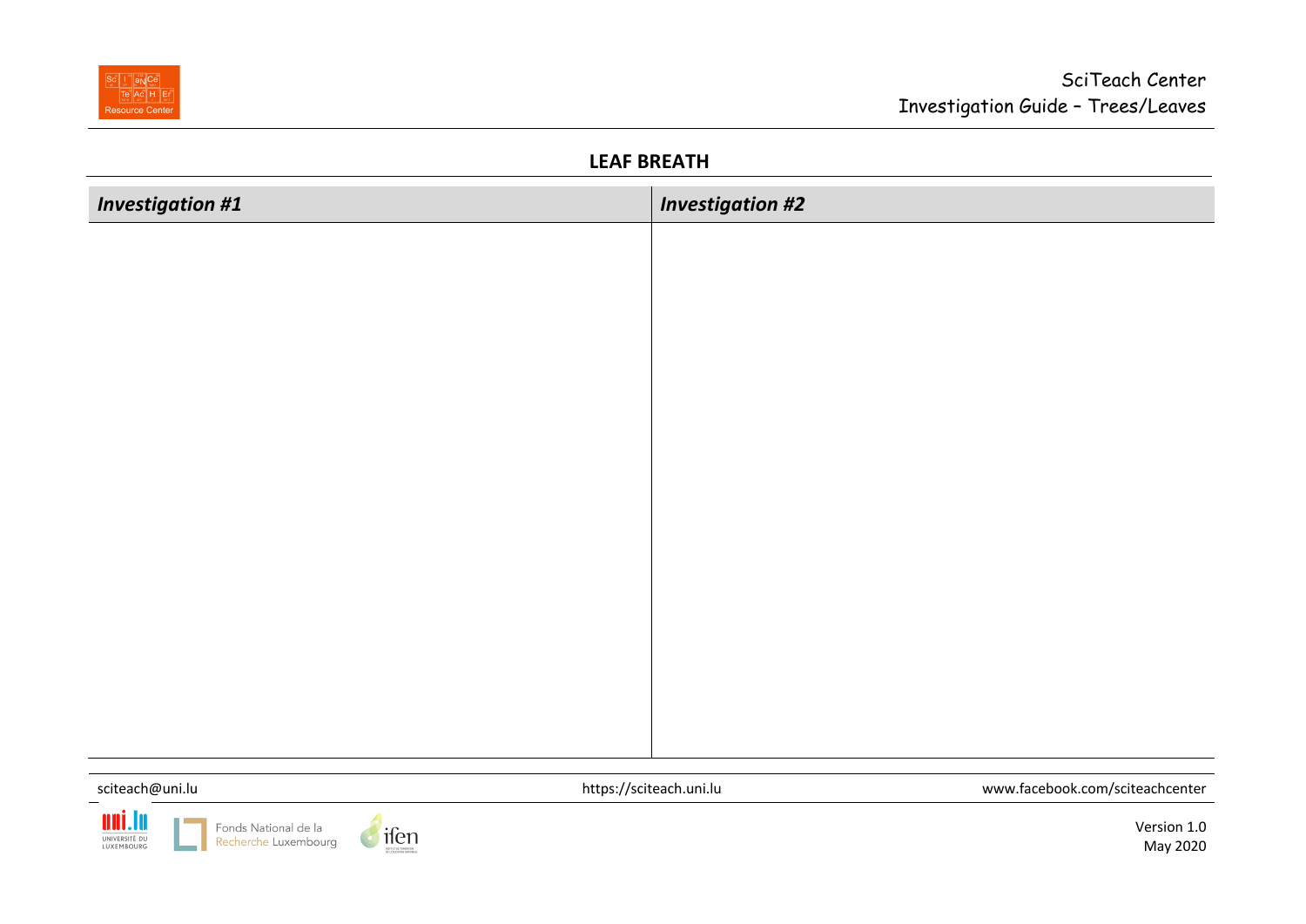## LEAF BREATH

| *Investigation #1* | *Investigation #2* |
| --- | --- |
| | |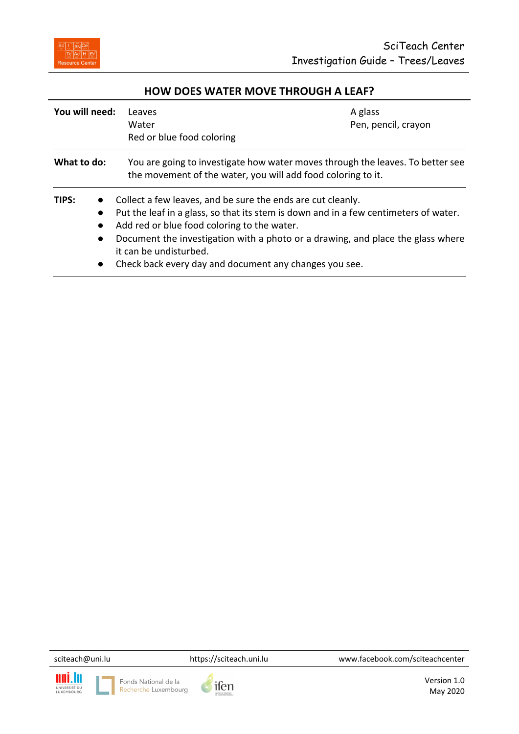## HOW DOES WATER MOVE THROUGH A LEAF?

**You will need:**

- Leaves
- Water
- Red or blue food coloring
- A glass
- Pen, pencil, crayon

**What to do:** You are going to investigate how water moves through the leaves. To better see the movement of the water, you will add food coloring to it.

**TIPS:**

- Collect a few leaves, and be sure the ends are cut cleanly.
- Put the leaf in a glass, so that its stem is down and in a few centimeters of water.
- Add red or blue food coloring to the water.
- Document the investigation with a photo or a drawing, and place the glass where it can be undisturbed.
- Check back every day and document any changes you see.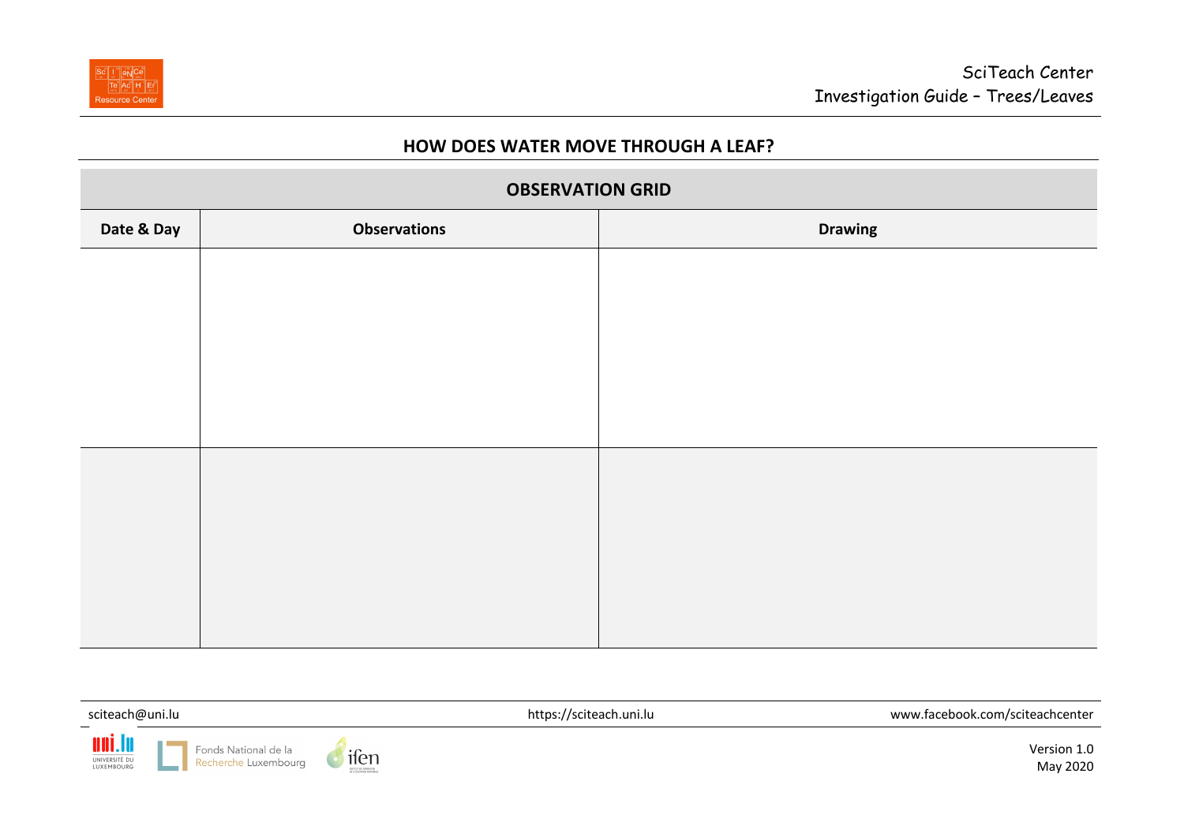## HOW DOES WATER MOVE THROUGH A LEAF?

| OBSERVATION GRID | | |
|---|---|---|
| **Date & Day** | **Observations** | **Drawing** |
| | | |
| | | |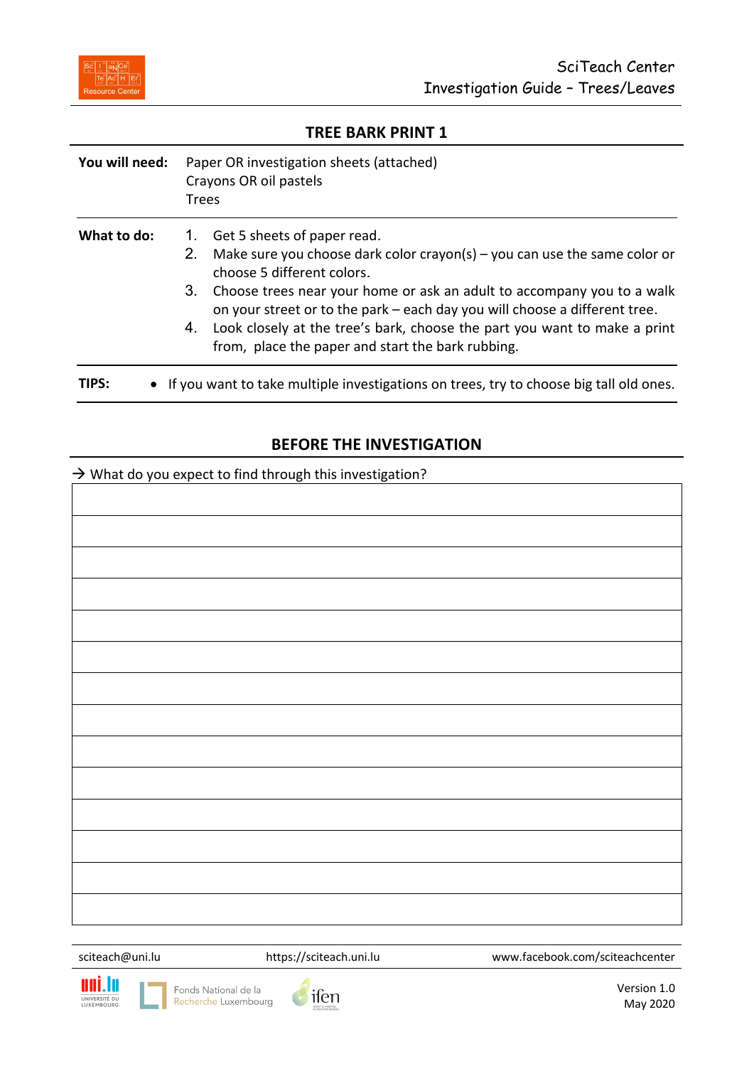## TREE BARK PRINT 1

**You will need:** Paper OR investigation sheets (attached)
Crayons OR oil pastels
Trees

**What to do:**

1. Get 5 sheets of paper read.
2. Make sure you choose dark color crayon(s) – you can use the same color or choose 5 different colors.
3. Choose trees near your home or ask an adult to accompany you to a walk on your street or to the park – each day you will choose a different tree.
4. Look closely at the tree's bark, choose the part you want to make a print from, place the paper and start the bark rubbing.

**TIPS:**

- If you want to take multiple investigations on trees, try to choose big tall old ones.

## BEFORE THE INVESTIGATION

→ What do you expect to find through this investigation?

sciteach@uni.lu https://sciteach.uni.lu www.facebook.com/sciteachcenter

Version 1.0
May 2020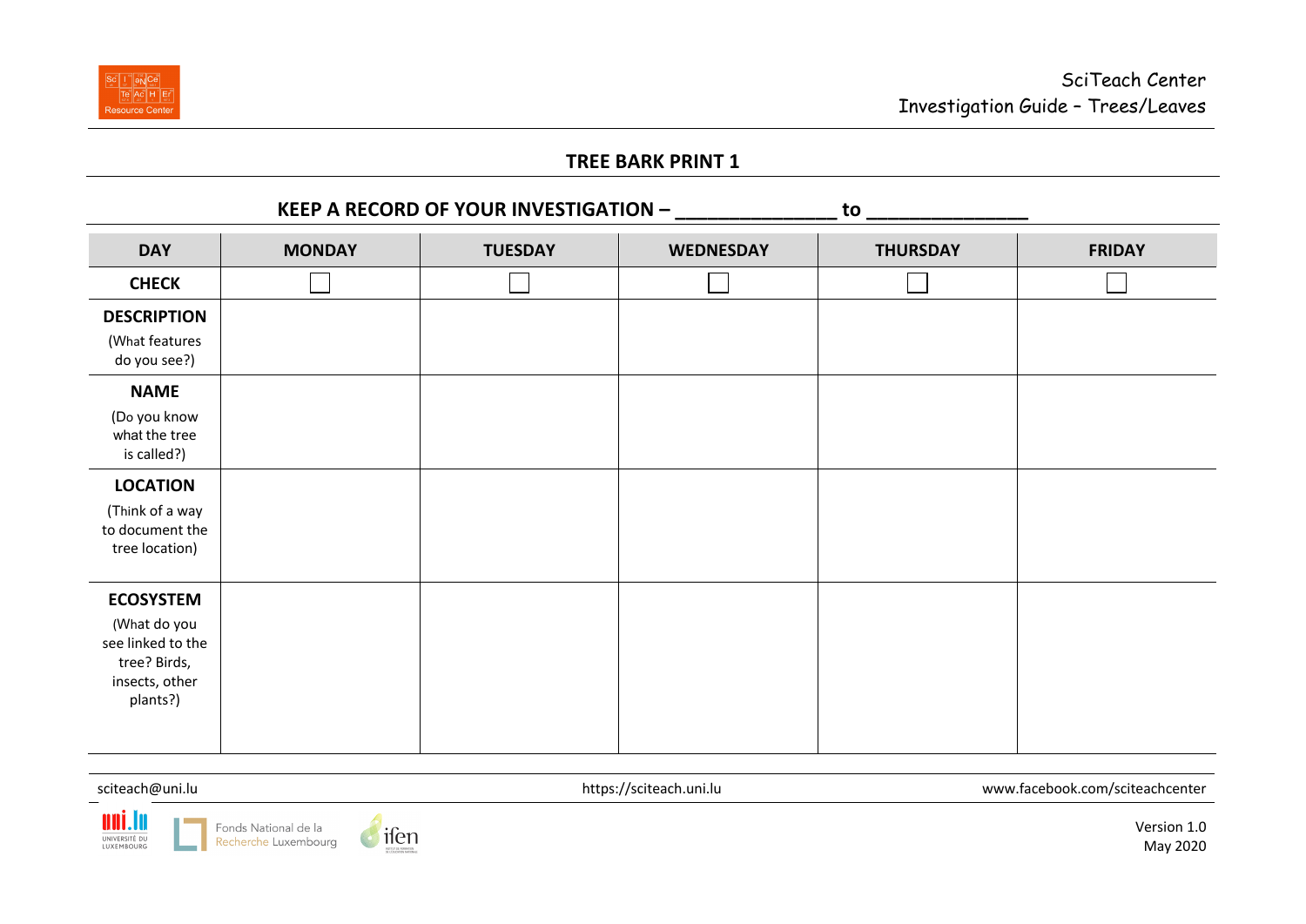## TREE BARK PRINT 1

### KEEP A RECORD OF YOUR INVESTIGATION – ______________ to ______________

| DAY | MONDAY | TUESDAY | WEDNESDAY | THURSDAY | FRIDAY |
|---|---|---|---|---|---|
| **CHECK** | ☐ | ☐ | ☐ | ☐ | ☐ |
| **DESCRIPTION** (What features do you see?) | | | | | |
| **NAME** (Do you know what the tree is called?) | | | | | |
| **LOCATION** (Think of a way to document the tree location) | | | | | |
| **ECOSYSTEM** (What do you see linked to the tree? Birds, insects, other plants?) | | | | | |

sciteach@uni.lu https://sciteach.uni.lu www.facebook.com/sciteachcenter

Version 1.0
May 2020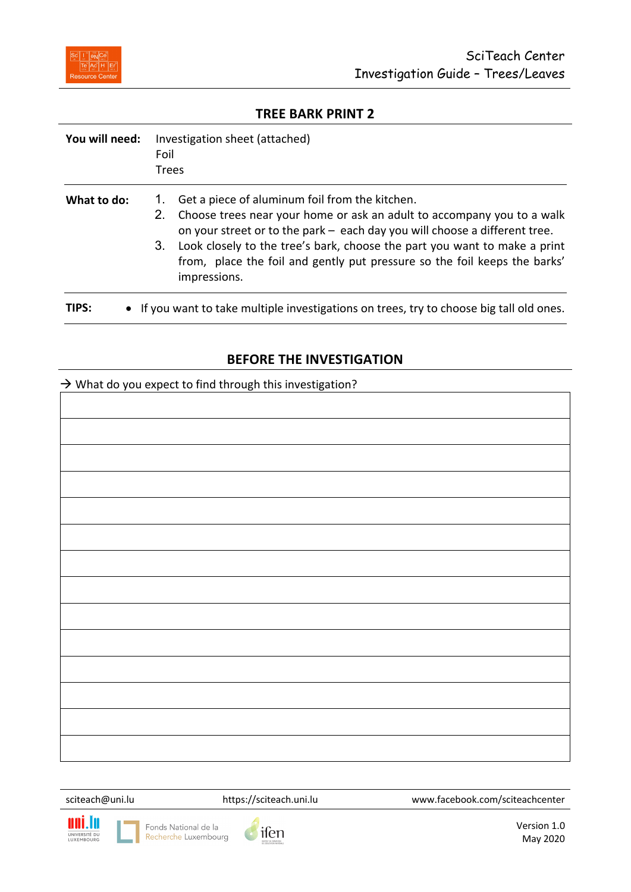# TREE BARK PRINT 2

**You will need:** Investigation sheet (attached)
Foil
Trees

**What to do:**

1. Get a piece of aluminum foil from the kitchen.
2. Choose trees near your home or ask an adult to accompany you to a walk on your street or to the park – each day you will choose a different tree.
3. Look closely to the tree's bark, choose the part you want to make a print from, place the foil and gently put pressure so the foil keeps the barks' impressions.

**TIPS:**

- If you want to take multiple investigations on trees, try to choose big tall old ones.

## BEFORE THE INVESTIGATION

→ What do you expect to find through this investigation?

| |
|---|
| |
| |
| |
| |
| |
| |
| |
| |
| |
| |
| |
| |
| |
| |